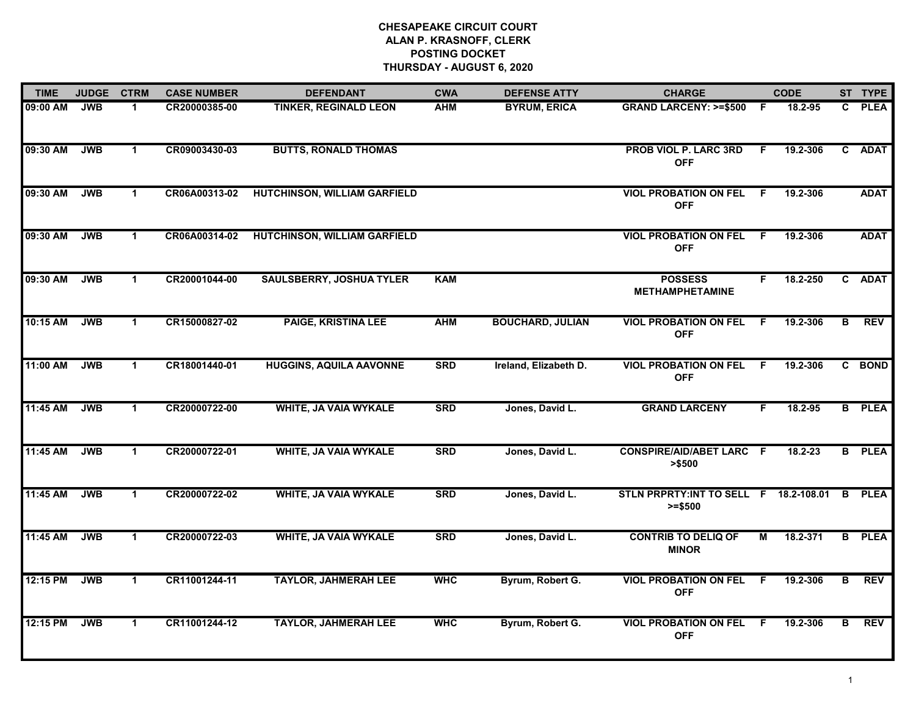**CHESAPEAKE CIRCUIT COURT**
**ALAN P. KRASNOFF, CLERK**
**POSTING DOCKET**
**THURSDAY - AUGUST 6, 2020**

| TIME | JUDGE | CTRM | CASE NUMBER | DEFENDANT | CWA | DEFENSE ATTY | CHARGE | | CODE | ST | TYPE |
|---|---|---|---|---|---|---|---|---|---|---|---|
| 09:00 AM | JWB | 1 | CR20000385-00 | TINKER, REGINALD LEON | AHM | BYRUM, ERICA | GRAND LARCENY: >=$500 | F | 18.2-95 | C | PLEA |
| 09:30 AM | JWB | 1 | CR09003430-03 | BUTTS, RONALD THOMAS | | | PROB VIOL P. LARC 3RD OFF | F | 19.2-306 | C | ADAT |
| 09:30 AM | JWB | 1 | CR06A00313-02 | HUTCHINSON, WILLIAM GARFIELD | | | VIOL PROBATION ON FEL OFF | F | 19.2-306 | | ADAT |
| 09:30 AM | JWB | 1 | CR06A00314-02 | HUTCHINSON, WILLIAM GARFIELD | | | VIOL PROBATION ON FEL OFF | F | 19.2-306 | | ADAT |
| 09:30 AM | JWB | 1 | CR20001044-00 | SAULSBERRY, JOSHUA TYLER | KAM | | POSSESS METHAMPHETAMINE | F | 18.2-250 | C | ADAT |
| 10:15 AM | JWB | 1 | CR15000827-02 | PAIGE, KRISTINA LEE | AHM | BOUCHARD, JULIAN | VIOL PROBATION ON FEL OFF | F | 19.2-306 | B | REV |
| 11:00 AM | JWB | 1 | CR18001440-01 | HUGGINS, AQUILA AAVONNE | SRD | Ireland, Elizabeth D. | VIOL PROBATION ON FEL OFF | F | 19.2-306 | C | BOND |
| 11:45 AM | JWB | 1 | CR20000722-00 | WHITE, JA VAIA WYKALE | SRD | Jones, David L. | GRAND LARCENY | F | 18.2-95 | B | PLEA |
| 11:45 AM | JWB | 1 | CR20000722-01 | WHITE, JA VAIA WYKALE | SRD | Jones, David L. | CONSPIRE/AID/ABET LARC >$500 | F | 18.2-23 | B | PLEA |
| 11:45 AM | JWB | 1 | CR20000722-02 | WHITE, JA VAIA WYKALE | SRD | Jones, David L. | STLN PRPRTY:INT TO SELL >=$500 | F | 18.2-108.01 | B | PLEA |
| 11:45 AM | JWB | 1 | CR20000722-03 | WHITE, JA VAIA WYKALE | SRD | Jones, David L. | CONTRIB TO DELIQ OF MINOR | M | 18.2-371 | B | PLEA |
| 12:15 PM | JWB | 1 | CR11001244-11 | TAYLOR, JAHMERAH LEE | WHC | Byrum, Robert G. | VIOL PROBATION ON FEL OFF | F | 19.2-306 | B | REV |
| 12:15 PM | JWB | 1 | CR11001244-12 | TAYLOR, JAHMERAH LEE | WHC | Byrum, Robert G. | VIOL PROBATION ON FEL OFF | F | 19.2-306 | B | REV |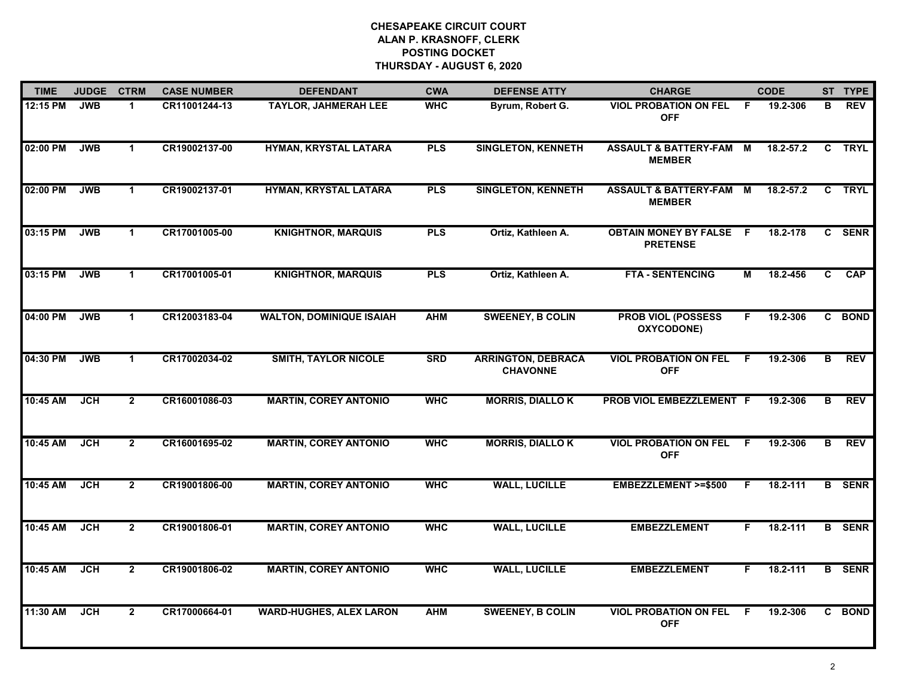**CHESAPEAKE CIRCUIT COURT**
**ALAN P. KRASNOFF, CLERK**
**POSTING DOCKET**
**THURSDAY - AUGUST 6, 2020**

| TIME | JUDGE | CTRM | CASE NUMBER | DEFENDANT | CWA | DEFENSE ATTY | CHARGE | | CODE | ST | TYPE |
|---|---|---|---|---|---|---|---|---|---|---|---|
| 12:15 PM | JWB | 1 | CR11001244-13 | TAYLOR, JAHMERAH LEE | WHC | Byrum, Robert G. | VIOL PROBATION ON FEL OFF | F | 19.2-306 | B | REV |
| 02:00 PM | JWB | 1 | CR19002137-00 | HYMAN, KRYSTAL LATARA | PLS | SINGLETON, KENNETH | ASSAULT & BATTERY-FAM MEMBER | M | 18.2-57.2 | C | TRYL |
| 02:00 PM | JWB | 1 | CR19002137-01 | HYMAN, KRYSTAL LATARA | PLS | SINGLETON, KENNETH | ASSAULT & BATTERY-FAM MEMBER | M | 18.2-57.2 | C | TRYL |
| 03:15 PM | JWB | 1 | CR17001005-00 | KNIGHTNOR, MARQUIS | PLS | Ortiz, Kathleen A. | OBTAIN MONEY BY FALSE PRETENSE | F | 18.2-178 | C | SENR |
| 03:15 PM | JWB | 1 | CR17001005-01 | KNIGHTNOR, MARQUIS | PLS | Ortiz, Kathleen A. | FTA - SENTENCING | M | 18.2-456 | C | CAP |
| 04:00 PM | JWB | 1 | CR12003183-04 | WALTON, DOMINIQUE ISAIAH | AHM | SWEENEY, B COLIN | PROB VIOL (POSSESS OXYCODONE) | F | 19.2-306 | C | BOND |
| 04:30 PM | JWB | 1 | CR17002034-02 | SMITH, TAYLOR NICOLE | SRD | ARRINGTON, DEBRACA CHAVONNE | VIOL PROBATION ON FEL OFF | F | 19.2-306 | B | REV |
| 10:45 AM | JCH | 2 | CR16001086-03 | MARTIN, COREY ANTONIO | WHC | MORRIS, DIALLO K | PROB VIOL EMBEZZLEMENT | F | 19.2-306 | B | REV |
| 10:45 AM | JCH | 2 | CR16001695-02 | MARTIN, COREY ANTONIO | WHC | MORRIS, DIALLO K | VIOL PROBATION ON FEL OFF | F | 19.2-306 | B | REV |
| 10:45 AM | JCH | 2 | CR19001806-00 | MARTIN, COREY ANTONIO | WHC | WALL, LUCILLE | EMBEZZLEMENT >=$500 | F | 18.2-111 | B | SENR |
| 10:45 AM | JCH | 2 | CR19001806-01 | MARTIN, COREY ANTONIO | WHC | WALL, LUCILLE | EMBEZZLEMENT | F | 18.2-111 | B | SENR |
| 10:45 AM | JCH | 2 | CR19001806-02 | MARTIN, COREY ANTONIO | WHC | WALL, LUCILLE | EMBEZZLEMENT | F | 18.2-111 | B | SENR |
| 11:30 AM | JCH | 2 | CR17000664-01 | WARD-HUGHES, ALEX LARON | AHM | SWEENEY, B COLIN | VIOL PROBATION ON FEL OFF | F | 19.2-306 | C | BOND |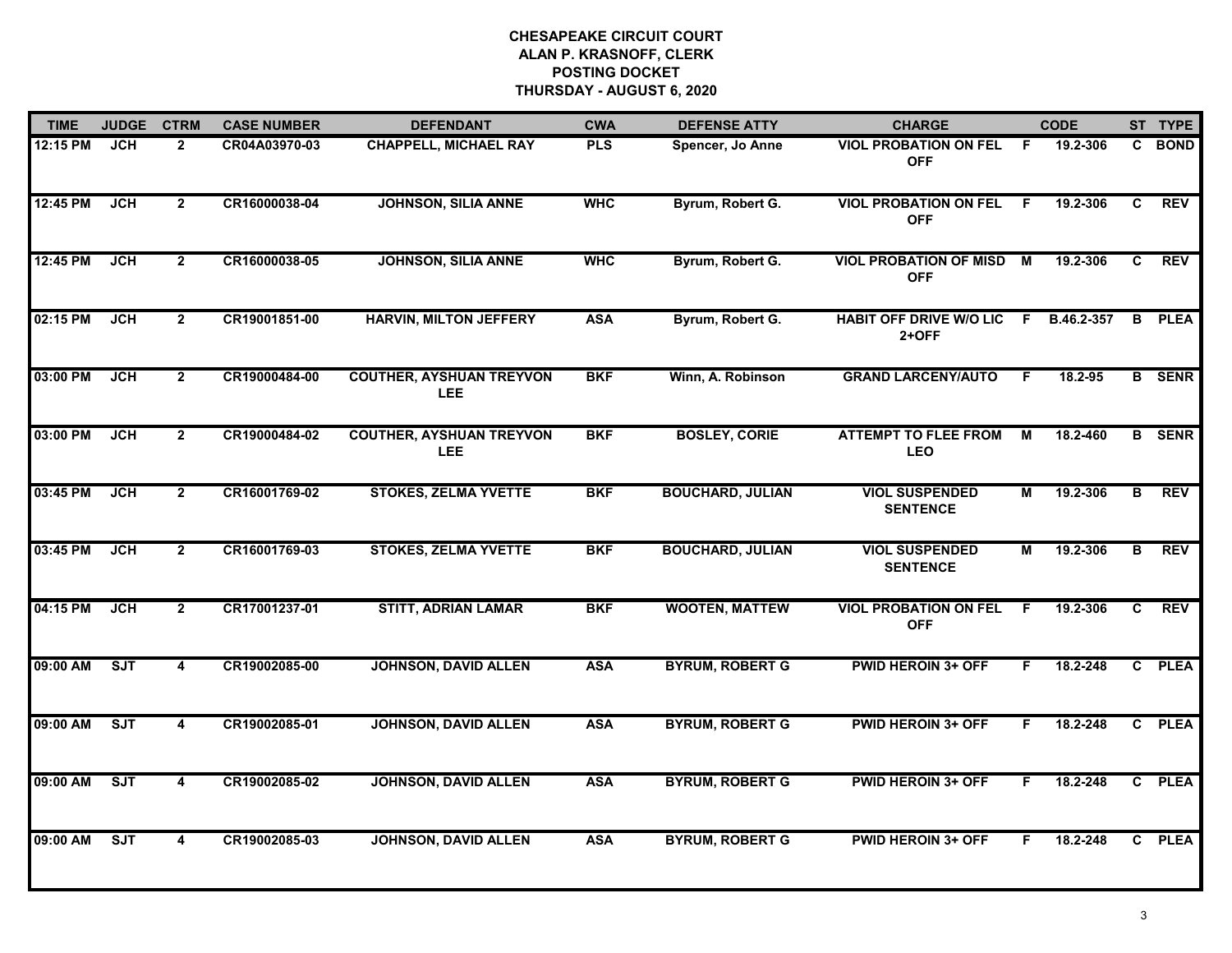# CHESAPEAKE CIRCUIT COURT
## ALAN P. KRASNOFF, CLERK
## POSTING DOCKET
## THURSDAY - AUGUST 6, 2020

| TIME | JUDGE | CTRM | CASE NUMBER | DEFENDANT | CWA | DEFENSE ATTY | CHARGE | | CODE | ST | TYPE |
|---|---|---|---|---|---|---|---|---|---|---|---|
| 12:15 PM | JCH | 2 | CR04A03970-03 | CHAPPELL, MICHAEL RAY | PLS | Spencer, Jo Anne | VIOL PROBATION ON FEL OFF | F | 19.2-306 | C | BOND |
| 12:45 PM | JCH | 2 | CR16000038-04 | JOHNSON, SILIA ANNE | WHC | Byrum, Robert G. | VIOL PROBATION ON FEL OFF | F | 19.2-306 | C | REV |
| 12:45 PM | JCH | 2 | CR16000038-05 | JOHNSON, SILIA ANNE | WHC | Byrum, Robert G. | VIOL PROBATION OF MISD OFF | M | 19.2-306 | C | REV |
| 02:15 PM | JCH | 2 | CR19001851-00 | HARVIN, MILTON JEFFERY | ASA | Byrum, Robert G. | HABIT OFF DRIVE W/O LIC 2+OFF | F | B.46.2-357 | B | PLEA |
| 03:00 PM | JCH | 2 | CR19000484-00 | COUTHER, AYSHUAN TREYVON LEE | BKF | Winn, A. Robinson | GRAND LARCENY/AUTO | F | 18.2-95 | B | SENR |
| 03:00 PM | JCH | 2 | CR19000484-02 | COUTHER, AYSHUAN TREYVON LEE | BKF | BOSLEY, CORIE | ATTEMPT TO FLEE FROM LEO | M | 18.2-460 | B | SENR |
| 03:45 PM | JCH | 2 | CR16001769-02 | STOKES, ZELMA YVETTE | BKF | BOUCHARD, JULIAN | VIOL SUSPENDED SENTENCE | M | 19.2-306 | B | REV |
| 03:45 PM | JCH | 2 | CR16001769-03 | STOKES, ZELMA YVETTE | BKF | BOUCHARD, JULIAN | VIOL SUSPENDED SENTENCE | M | 19.2-306 | B | REV |
| 04:15 PM | JCH | 2 | CR17001237-01 | STITT, ADRIAN LAMAR | BKF | WOOTEN, MATTEW | VIOL PROBATION ON FEL OFF | F | 19.2-306 | C | REV |
| 09:00 AM | SJT | 4 | CR19002085-00 | JOHNSON, DAVID ALLEN | ASA | BYRUM, ROBERT G | PWID HEROIN 3+ OFF | F | 18.2-248 | C | PLEA |
| 09:00 AM | SJT | 4 | CR19002085-01 | JOHNSON, DAVID ALLEN | ASA | BYRUM, ROBERT G | PWID HEROIN 3+ OFF | F | 18.2-248 | C | PLEA |
| 09:00 AM | SJT | 4 | CR19002085-02 | JOHNSON, DAVID ALLEN | ASA | BYRUM, ROBERT G | PWID HEROIN 3+ OFF | F | 18.2-248 | C | PLEA |
| 09:00 AM | SJT | 4 | CR19002085-03 | JOHNSON, DAVID ALLEN | ASA | BYRUM, ROBERT G | PWID HEROIN 3+ OFF | F | 18.2-248 | C | PLEA |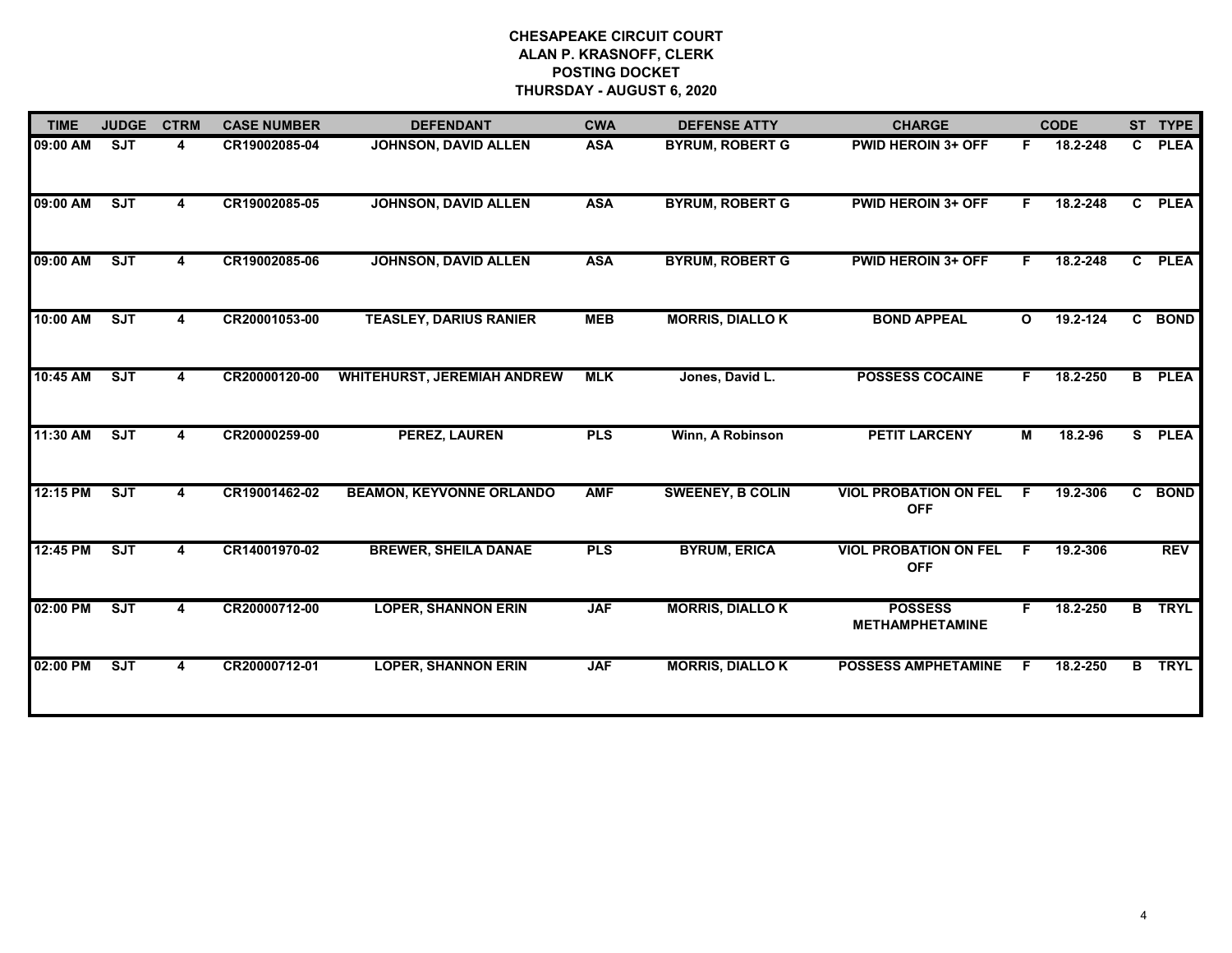**CHESAPEAKE CIRCUIT COURT**
**ALAN P. KRASNOFF, CLERK**
**POSTING DOCKET**
**THURSDAY - AUGUST 6, 2020**

| TIME | JUDGE | CTRM | CASE NUMBER | DEFENDANT | CWA | DEFENSE ATTY | CHARGE | | CODE | ST | TYPE |
|---|---|---|---|---|---|---|---|---|---|---|---|
| 09:00 AM | SJT | 4 | CR19002085-04 | JOHNSON, DAVID ALLEN | ASA | BYRUM, ROBERT G | PWID HEROIN 3+ OFF | F | 18.2-248 | C | PLEA |
| 09:00 AM | SJT | 4 | CR19002085-05 | JOHNSON, DAVID ALLEN | ASA | BYRUM, ROBERT G | PWID HEROIN 3+ OFF | F | 18.2-248 | C | PLEA |
| 09:00 AM | SJT | 4 | CR19002085-06 | JOHNSON, DAVID ALLEN | ASA | BYRUM, ROBERT G | PWID HEROIN 3+ OFF | F | 18.2-248 | C | PLEA |
| 10:00 AM | SJT | 4 | CR20001053-00 | TEASLEY, DARIUS RANIER | MEB | MORRIS, DIALLO K | BOND APPEAL | O | 19.2-124 | C | BOND |
| 10:45 AM | SJT | 4 | CR20000120-00 | WHITEHURST, JEREMIAH ANDREW | MLK | Jones, David L. | POSSESS COCAINE | F | 18.2-250 | B | PLEA |
| 11:30 AM | SJT | 4 | CR20000259-00 | PEREZ, LAUREN | PLS | Winn, A Robinson | PETIT LARCENY | M | 18.2-96 | S | PLEA |
| 12:15 PM | SJT | 4 | CR19001462-02 | BEAMON, KEYVONNE ORLANDO | AMF | SWEENEY, B COLIN | VIOL PROBATION ON FEL OFF | F | 19.2-306 | C | BOND |
| 12:45 PM | SJT | 4 | CR14001970-02 | BREWER, SHEILA DANAE | PLS | BYRUM, ERICA | VIOL PROBATION ON FEL OFF | F | 19.2-306 | | REV |
| 02:00 PM | SJT | 4 | CR20000712-00 | LOPER, SHANNON ERIN | JAF | MORRIS, DIALLO K | POSSESS METHAMPHETAMINE | F | 18.2-250 | B | TRYL |
| 02:00 PM | SJT | 4 | CR20000712-01 | LOPER, SHANNON ERIN | JAF | MORRIS, DIALLO K | POSSESS AMPHETAMINE | F | 18.2-250 | B | TRYL |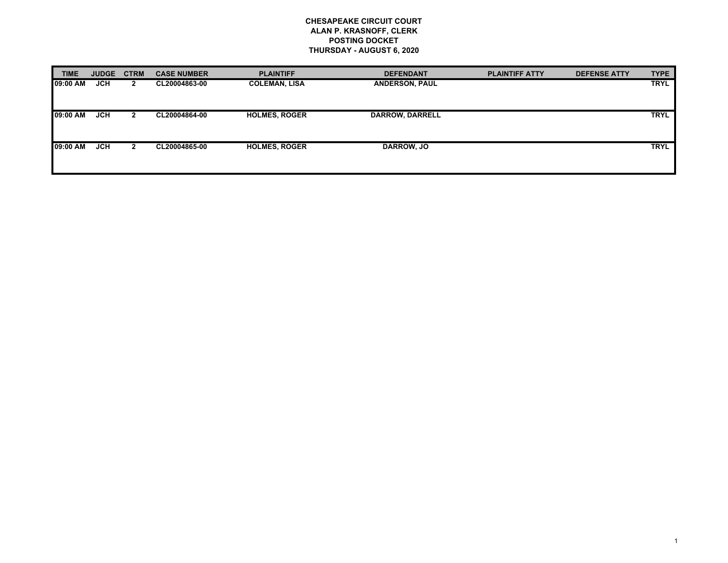**CHESAPEAKE CIRCUIT COURT**
**ALAN P. KRASNOFF, CLERK**
**POSTING DOCKET**
**THURSDAY - AUGUST 6, 2020**

| TIME | JUDGE | CTRM | CASE NUMBER | PLAINTIFF | DEFENDANT | PLAINTIFF ATTY | DEFENSE ATTY | TYPE |
|---|---|---|---|---|---|---|---|---|
| 09:00 AM | JCH | 2 | CL20004863-00 | COLEMAN, LISA | ANDERSON, PAUL | | | TRYL |
| 09:00 AM | JCH | 2 | CL20004864-00 | HOLMES, ROGER | DARROW, DARRELL | | | TRYL |
| 09:00 AM | JCH | 2 | CL20004865-00 | HOLMES, ROGER | DARROW, JO | | | TRYL |